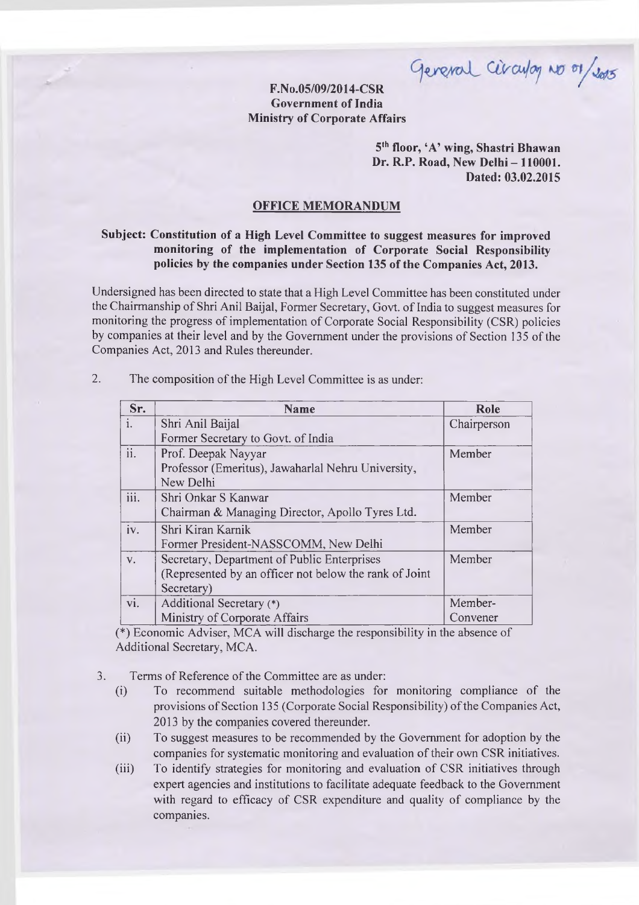General Circular No 01/2015

**F.No.05/09/2014-CSR**
**Government of India**
**Ministry of Corporate Affairs**

**5th floor, 'A' wing, Shastri Bhawan**
**Dr. R.P. Road, New Delhi – 110001.**
**Dated: 03.02.2015**

## OFFICE MEMORANDUM

**Subject: Constitution of a High Level Committee to suggest measures for improved monitoring of the implementation of Corporate Social Responsibility policies by the companies under Section 135 of the Companies Act, 2013.**

Undersigned has been directed to state that a High Level Committee has been constituted under the Chairmanship of Shri Anil Baijal, Former Secretary, Govt. of India to suggest measures for monitoring the progress of implementation of Corporate Social Responsibility (CSR) policies by companies at their level and by the Government under the provisions of Section 135 of the Companies Act, 2013 and Rules thereunder.

2. The composition of the High Level Committee is as under:

| Sr. | Name | Role |
|---|---|---|
| i. | Shri Anil Baijal<br>Former Secretary to Govt. of India | Chairperson |
| ii. | Prof. Deepak Nayyar<br>Professor (Emeritus), Jawaharlal Nehru University, New Delhi | Member |
| iii. | Shri Onkar S Kanwar<br>Chairman & Managing Director, Apollo Tyres Ltd. | Member |
| iv. | Shri Kiran Karnik<br>Former President-NASSCOMM, New Delhi | Member |
| v. | Secretary, Department of Public Enterprises<br>(Represented by an officer not below the rank of Joint Secretary) | Member |
| vi. | Additional Secretary (*)<br>Ministry of Corporate Affairs | Member-Convener |

(*) Economic Adviser, MCA will discharge the responsibility in the absence of Additional Secretary, MCA.

3. Terms of Reference of the Committee are as under:
   - (i) To recommend suitable methodologies for monitoring compliance of the provisions of Section 135 (Corporate Social Responsibility) of the Companies Act, 2013 by the companies covered thereunder.
   - (ii) To suggest measures to be recommended by the Government for adoption by the companies for systematic monitoring and evaluation of their own CSR initiatives.
   - (iii) To identify strategies for monitoring and evaluation of CSR initiatives through expert agencies and institutions to facilitate adequate feedback to the Government with regard to efficacy of CSR expenditure and quality of compliance by the companies.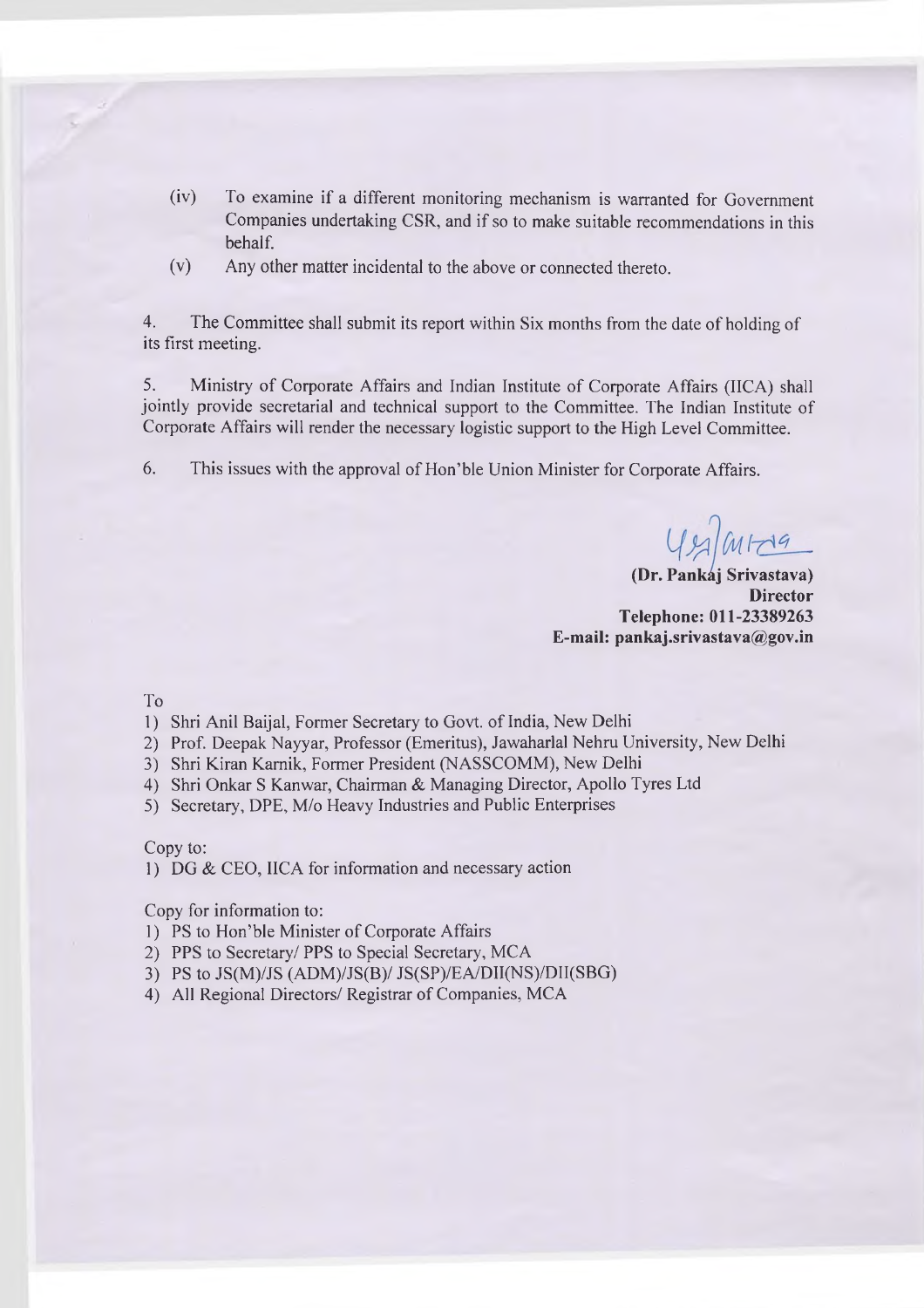(iv) To examine if a different monitoring mechanism is warranted for Government Companies undertaking CSR, and if so to make suitable recommendations in this behalf.

(v) Any other matter incidental to the above or connected thereto.

4. The Committee shall submit its report within Six months from the date of holding of its first meeting.

5. Ministry of Corporate Affairs and Indian Institute of Corporate Affairs (IICA) shall jointly provide secretarial and technical support to the Committee. The Indian Institute of Corporate Affairs will render the necessary logistic support to the High Level Committee.

6. This issues with the approval of Hon'ble Union Minister for Corporate Affairs.

**(Dr. Pankaj Srivastava)**
**Director**
**Telephone: 011-23389263**
**E-mail: pankaj.srivastava@gov.in**

To

1) Shri Anil Baijal, Former Secretary to Govt. of India, New Delhi
2) Prof. Deepak Nayyar, Professor (Emeritus), Jawaharlal Nehru University, New Delhi
3) Shri Kiran Karnik, Former President (NASSCOMM), New Delhi
4) Shri Onkar S Kanwar, Chairman & Managing Director, Apollo Tyres Ltd
5) Secretary, DPE, M/o Heavy Industries and Public Enterprises

Copy to:

1) DG & CEO, IICA for information and necessary action

Copy for information to:

1) PS to Hon'ble Minister of Corporate Affairs
2) PPS to Secretary/ PPS to Special Secretary, MCA
3) PS to JS(M)/JS (ADM)/JS(B)/ JS(SP)/EA/DII(NS)/DII(SBG)
4) All Regional Directors/ Registrar of Companies, MCA